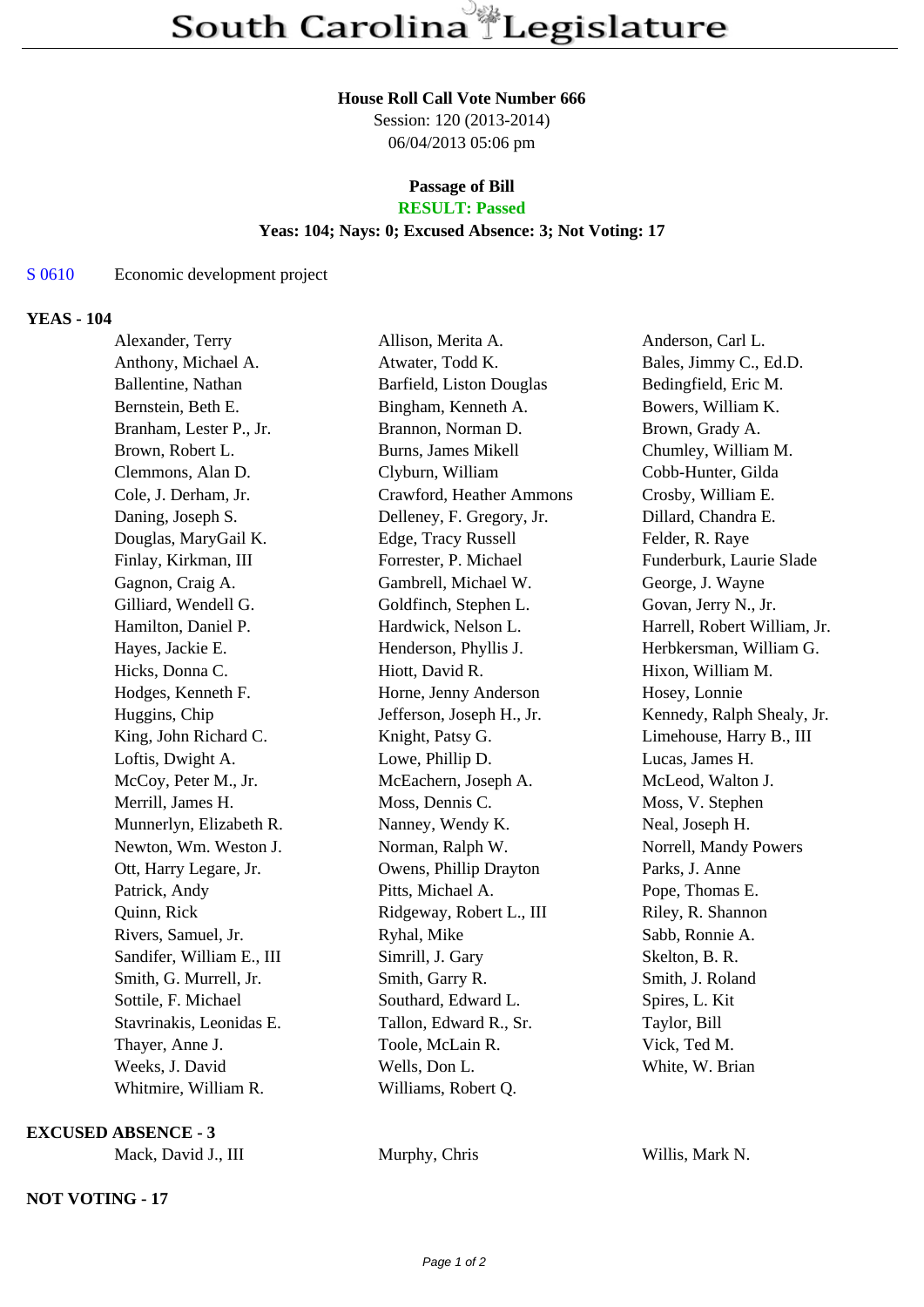# South Carolina Legislature

**House Roll Call Vote Number 666**
Session: 120 (2013-2014)
06/04/2013 05:06 pm

**Passage of Bill**
**RESULT: Passed**
**Yeas: 104; Nays: 0; Excused Absence: 3; Not Voting: 17**

S 0610 Economic development project

## YEAS - 104

| | | |
|---|---|---|
| Alexander, Terry | Allison, Merita A. | Anderson, Carl L. |
| Anthony, Michael A. | Atwater, Todd K. | Bales, Jimmy C., Ed.D. |
| Ballentine, Nathan | Barfield, Liston Douglas | Bedingfield, Eric M. |
| Bernstein, Beth E. | Bingham, Kenneth A. | Bowers, William K. |
| Branham, Lester P., Jr. | Brannon, Norman D. | Brown, Grady A. |
| Brown, Robert L. | Burns, James Mikell | Chumley, William M. |
| Clemmons, Alan D. | Clyburn, William | Cobb-Hunter, Gilda |
| Cole, J. Derham, Jr. | Crawford, Heather Ammons | Crosby, William E. |
| Daning, Joseph S. | Delleney, F. Gregory, Jr. | Dillard, Chandra E. |
| Douglas, MaryGail K. | Edge, Tracy Russell | Felder, R. Raye |
| Finlay, Kirkman, III | Forrester, P. Michael | Funderburk, Laurie Slade |
| Gagnon, Craig A. | Gambrell, Michael W. | George, J. Wayne |
| Gilliard, Wendell G. | Goldfinch, Stephen L. | Govan, Jerry N., Jr. |
| Hamilton, Daniel P. | Hardwick, Nelson L. | Harrell, Robert William, Jr. |
| Hayes, Jackie E. | Henderson, Phyllis J. | Herbkersman, William G. |
| Hicks, Donna C. | Hiott, David R. | Hixon, William M. |
| Hodges, Kenneth F. | Horne, Jenny Anderson | Hosey, Lonnie |
| Huggins, Chip | Jefferson, Joseph H., Jr. | Kennedy, Ralph Shealy, Jr. |
| King, John Richard C. | Knight, Patsy G. | Limehouse, Harry B., III |
| Loftis, Dwight A. | Lowe, Phillip D. | Lucas, James H. |
| McCoy, Peter M., Jr. | McEachern, Joseph A. | McLeod, Walton J. |
| Merrill, James H. | Moss, Dennis C. | Moss, V. Stephen |
| Munnerlyn, Elizabeth R. | Nanney, Wendy K. | Neal, Joseph H. |
| Newton, Wm. Weston J. | Norman, Ralph W. | Norrell, Mandy Powers |
| Ott, Harry Legare, Jr. | Owens, Phillip Drayton | Parks, J. Anne |
| Patrick, Andy | Pitts, Michael A. | Pope, Thomas E. |
| Quinn, Rick | Ridgeway, Robert L., III | Riley, R. Shannon |
| Rivers, Samuel, Jr. | Ryhal, Mike | Sabb, Ronnie A. |
| Sandifer, William E., III | Simrill, J. Gary | Skelton, B. R. |
| Smith, G. Murrell, Jr. | Smith, Garry R. | Smith, J. Roland |
| Sottile, F. Michael | Southard, Edward L. | Spires, L. Kit |
| Stavrinakis, Leonidas E. | Tallon, Edward R., Sr. | Taylor, Bill |
| Thayer, Anne J. | Toole, McLain R. | Vick, Ted M. |
| Weeks, J. David | Wells, Don L. | White, W. Brian |
| Whitmire, William R. | Williams, Robert Q. | |

## EXCUSED ABSENCE - 3

| | | |
|---|---|---|
| Mack, David J., III | Murphy, Chris | Willis, Mark N. |

## NOT VOTING - 17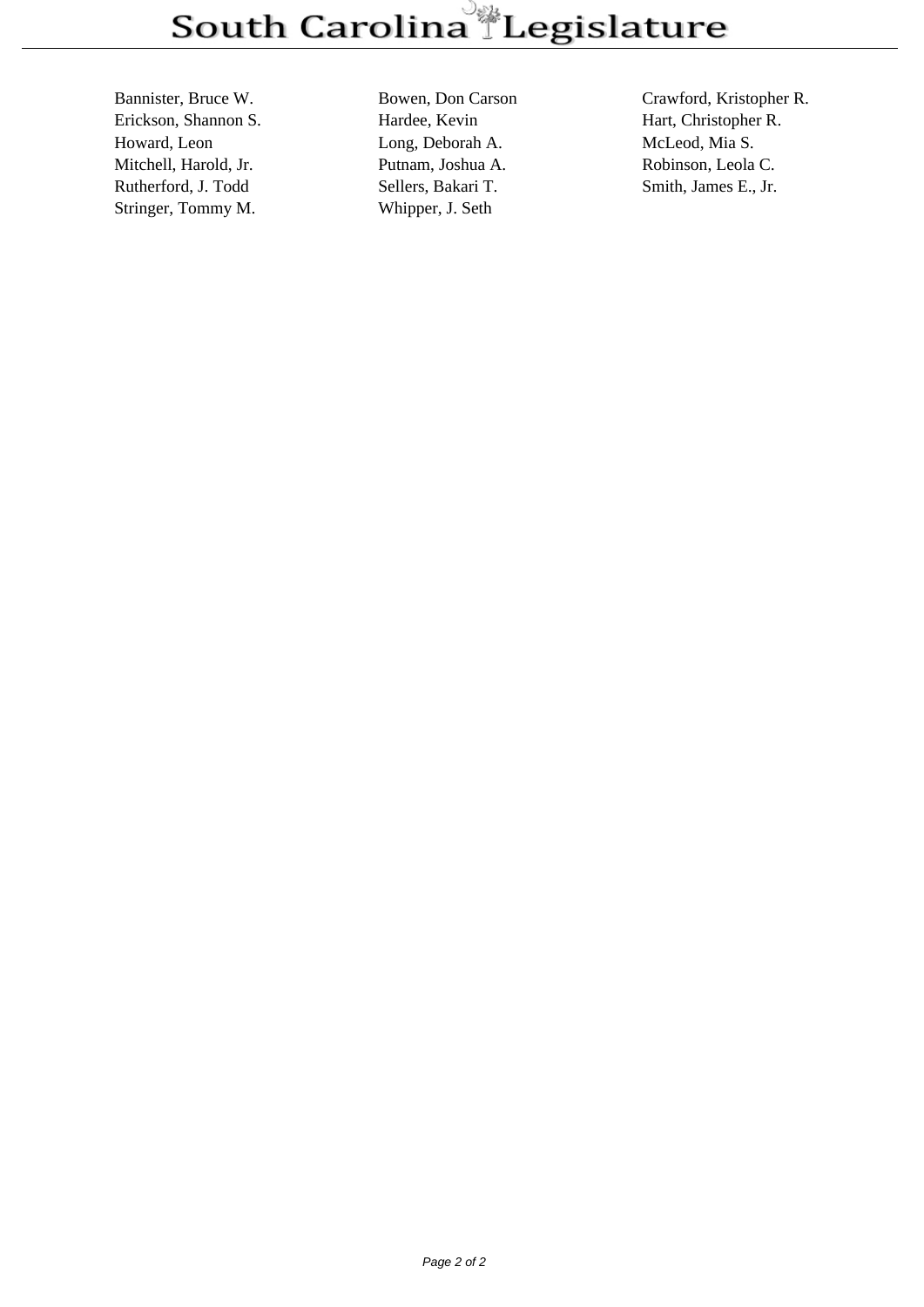Bannister, Bruce W.
Bowen, Don Carson
Crawford, Kristopher R.
Erickson, Shannon S.
Hardee, Kevin
Hart, Christopher R.
Howard, Leon
Long, Deborah A.
McLeod, Mia S.
Mitchell, Harold, Jr.
Putnam, Joshua A.
Robinson, Leola C.
Rutherford, J. Todd
Sellers, Bakari T.
Smith, James E., Jr.
Stringer, Tommy M.
Whipper, J. Seth